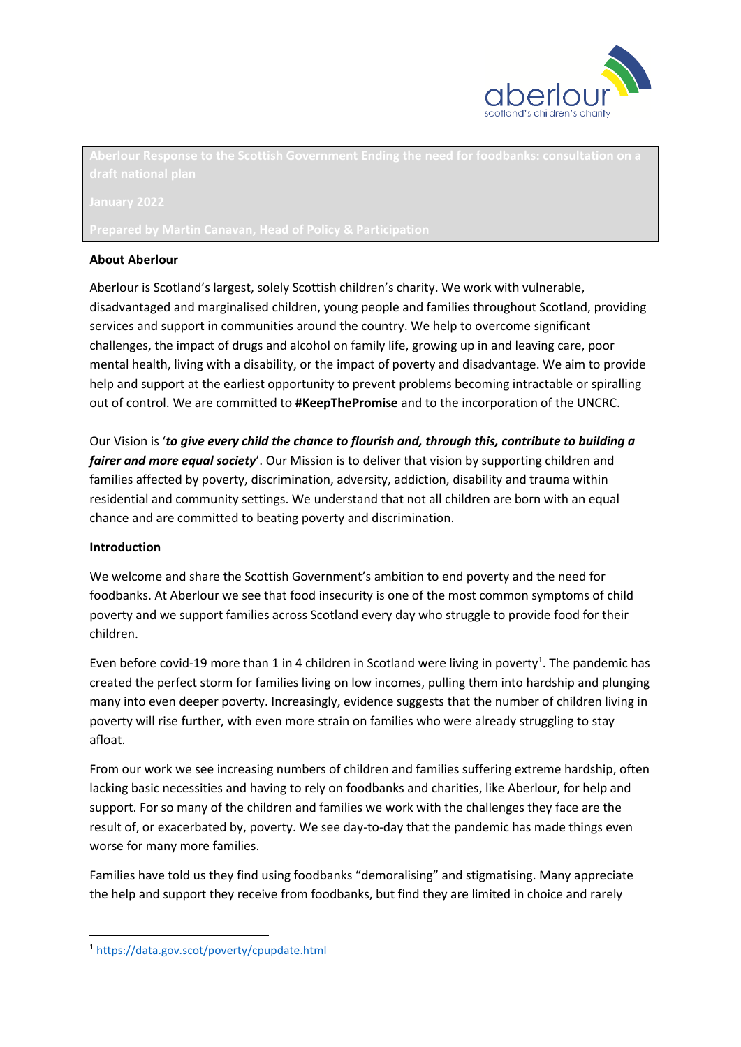**Aberlour Response to the Scottish Government Ending the need for foodbanks: consultation on a draft national plan**

**January 2022**

**Prepared by Martin Canavan, Head of Policy & Participation**

**About Aberlour**

Aberlour is Scotland's largest, solely Scottish children's charity. We work with vulnerable, disadvantaged and marginalised children, young people and families throughout Scotland, providing services and support in communities around the country. We help to overcome significant challenges, the impact of drugs and alcohol on family life, growing up in and leaving care, poor mental health, living with a disability, or the impact of poverty and disadvantage. We aim to provide help and support at the earliest opportunity to prevent problems becoming intractable or spiralling out of control. We are committed to **#KeepThePromise** and to the incorporation of the UNCRC.

Our Vision is '***to give every child the chance to flourish and, through this, contribute to building a fairer and more equal society***'. Our Mission is to deliver that vision by supporting children and families affected by poverty, discrimination, adversity, addiction, disability and trauma within residential and community settings. We understand that not all children are born with an equal chance and are committed to beating poverty and discrimination.

**Introduction**

We welcome and share the Scottish Government's ambition to end poverty and the need for foodbanks. At Aberlour we see that food insecurity is one of the most common symptoms of child poverty and we support families across Scotland every day who struggle to provide food for their children.

Even before covid-19 more than 1 in 4 children in Scotland were living in poverty[1]. The pandemic has created the perfect storm for families living on low incomes, pulling them into hardship and plunging many into even deeper poverty. Increasingly, evidence suggests that the number of children living in poverty will rise further, with even more strain on families who were already struggling to stay afloat.

From our work we see increasing numbers of children and families suffering extreme hardship, often lacking basic necessities and having to rely on foodbanks and charities, like Aberlour, for help and support. For so many of the children and families we work with the challenges they face are the result of, or exacerbated by, poverty. We see day-to-day that the pandemic has made things even worse for many more families.

Families have told us they find using foodbanks "demoralising" and stigmatising. Many appreciate the help and support they receive from foodbanks, but find they are limited in choice and rarely

[1] https://data.gov.scot/poverty/cpupdate.html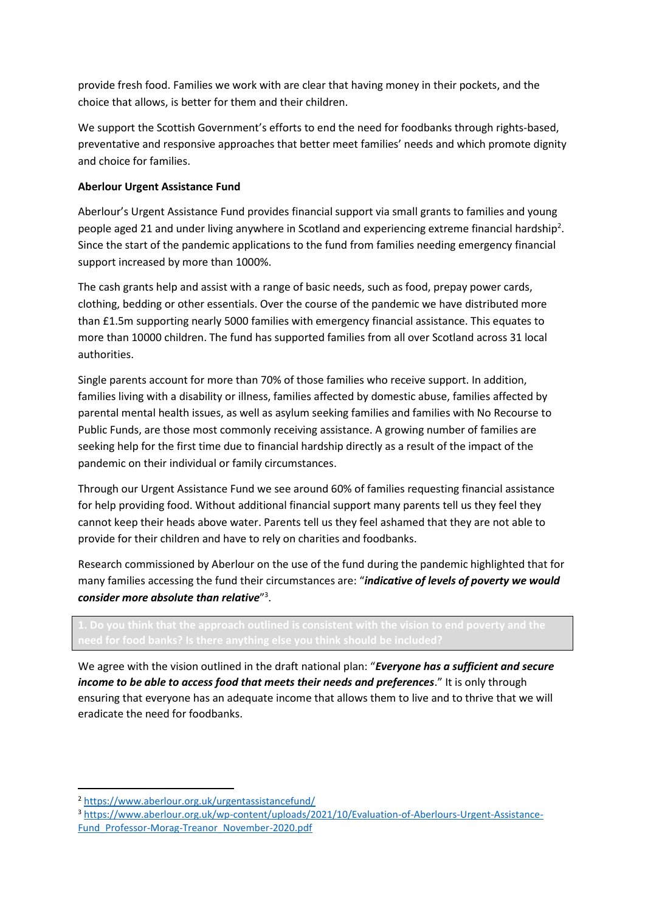provide fresh food. Families we work with are clear that having money in their pockets, and the choice that allows, is better for them and their children.

We support the Scottish Government's efforts to end the need for foodbanks through rights-based, preventative and responsive approaches that better meet families' needs and which promote dignity and choice for families.

**Aberlour Urgent Assistance Fund**

Aberlour's Urgent Assistance Fund provides financial support via small grants to families and young people aged 21 and under living anywhere in Scotland and experiencing extreme financial hardship[2]. Since the start of the pandemic applications to the fund from families needing emergency financial support increased by more than 1000%.

The cash grants help and assist with a range of basic needs, such as food, prepay power cards, clothing, bedding or other essentials. Over the course of the pandemic we have distributed more than £1.5m supporting nearly 5000 families with emergency financial assistance. This equates to more than 10000 children. The fund has supported families from all over Scotland across 31 local authorities.

Single parents account for more than 70% of those families who receive support. In addition, families living with a disability or illness, families affected by domestic abuse, families affected by parental mental health issues, as well as asylum seeking families and families with No Recourse to Public Funds, are those most commonly receiving assistance. A growing number of families are seeking help for the first time due to financial hardship directly as a result of the impact of the pandemic on their individual or family circumstances.

Through our Urgent Assistance Fund we see around 60% of families requesting financial assistance for help providing food. Without additional financial support many parents tell us they feel they cannot keep their heads above water. Parents tell us they feel ashamed that they are not able to provide for their children and have to rely on charities and foodbanks.

Research commissioned by Aberlour on the use of the fund during the pandemic highlighted that for many families accessing the fund their circumstances are: "***indicative of levels of poverty we would consider more absolute than relative***"[3].

**1. Do you think that the approach outlined is consistent with the vision to end poverty and the need for food banks? Is there anything else you think should be included?**

We agree with the vision outlined in the draft national plan: "***Everyone has a sufficient and secure income to be able to access food that meets their needs and preferences***." It is only through ensuring that everyone has an adequate income that allows them to live and to thrive that we will eradicate the need for foodbanks.

---

[2] https://www.aberlour.org.uk/urgentassistancefund/

[3] https://www.aberlour.org.uk/wp-content/uploads/2021/10/Evaluation-of-Aberlours-Urgent-Assistance-Fund_Professor-Morag-Treanor_November-2020.pdf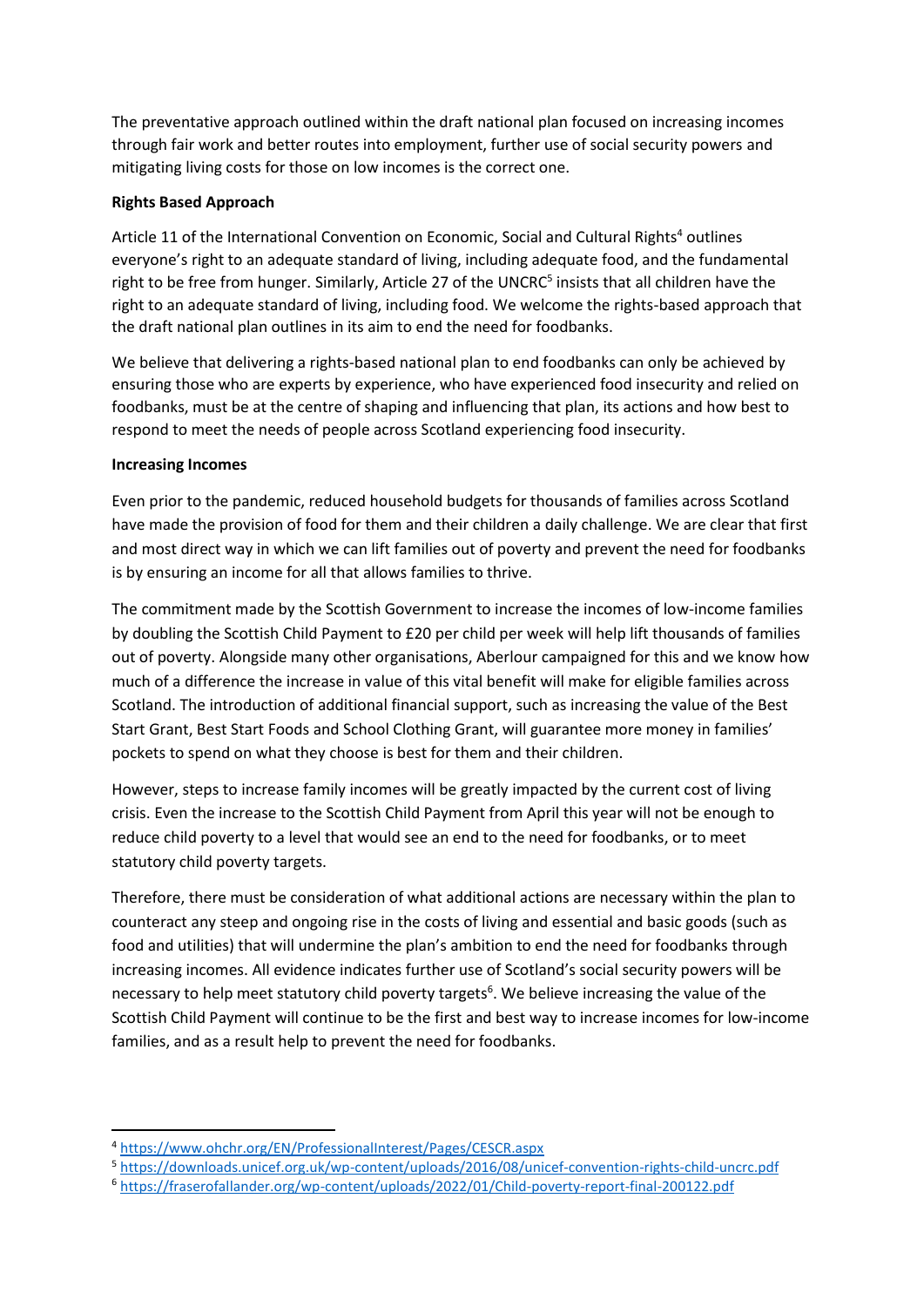The preventative approach outlined within the draft national plan focused on increasing incomes through fair work and better routes into employment, further use of social security powers and mitigating living costs for those on low incomes is the correct one.

**Rights Based Approach**

Article 11 of the International Convention on Economic, Social and Cultural Rights[4] outlines everyone's right to an adequate standard of living, including adequate food, and the fundamental right to be free from hunger. Similarly, Article 27 of the UNCRC[5] insists that all children have the right to an adequate standard of living, including food. We welcome the rights-based approach that the draft national plan outlines in its aim to end the need for foodbanks.

We believe that delivering a rights-based national plan to end foodbanks can only be achieved by ensuring those who are experts by experience, who have experienced food insecurity and relied on foodbanks, must be at the centre of shaping and influencing that plan, its actions and how best to respond to meet the needs of people across Scotland experiencing food insecurity.

**Increasing Incomes**

Even prior to the pandemic, reduced household budgets for thousands of families across Scotland have made the provision of food for them and their children a daily challenge. We are clear that first and most direct way in which we can lift families out of poverty and prevent the need for foodbanks is by ensuring an income for all that allows families to thrive.

The commitment made by the Scottish Government to increase the incomes of low-income families by doubling the Scottish Child Payment to £20 per child per week will help lift thousands of families out of poverty. Alongside many other organisations, Aberlour campaigned for this and we know how much of a difference the increase in value of this vital benefit will make for eligible families across Scotland. The introduction of additional financial support, such as increasing the value of the Best Start Grant, Best Start Foods and School Clothing Grant, will guarantee more money in families' pockets to spend on what they choose is best for them and their children.

However, steps to increase family incomes will be greatly impacted by the current cost of living crisis. Even the increase to the Scottish Child Payment from April this year will not be enough to reduce child poverty to a level that would see an end to the need for foodbanks, or to meet statutory child poverty targets.

Therefore, there must be consideration of what additional actions are necessary within the plan to counteract any steep and ongoing rise in the costs of living and essential and basic goods (such as food and utilities) that will undermine the plan's ambition to end the need for foodbanks through increasing incomes. All evidence indicates further use of Scotland's social security powers will be necessary to help meet statutory child poverty targets[6]. We believe increasing the value of the Scottish Child Payment will continue to be the first and best way to increase incomes for low-income families, and as a result help to prevent the need for foodbanks.

---

[4] https://www.ohchr.org/EN/ProfessionalInterest/Pages/CESCR.aspx
[5] https://downloads.unicef.org.uk/wp-content/uploads/2016/08/unicef-convention-rights-child-uncrc.pdf
[6] https://fraserofallander.org/wp-content/uploads/2022/01/Child-poverty-report-final-200122.pdf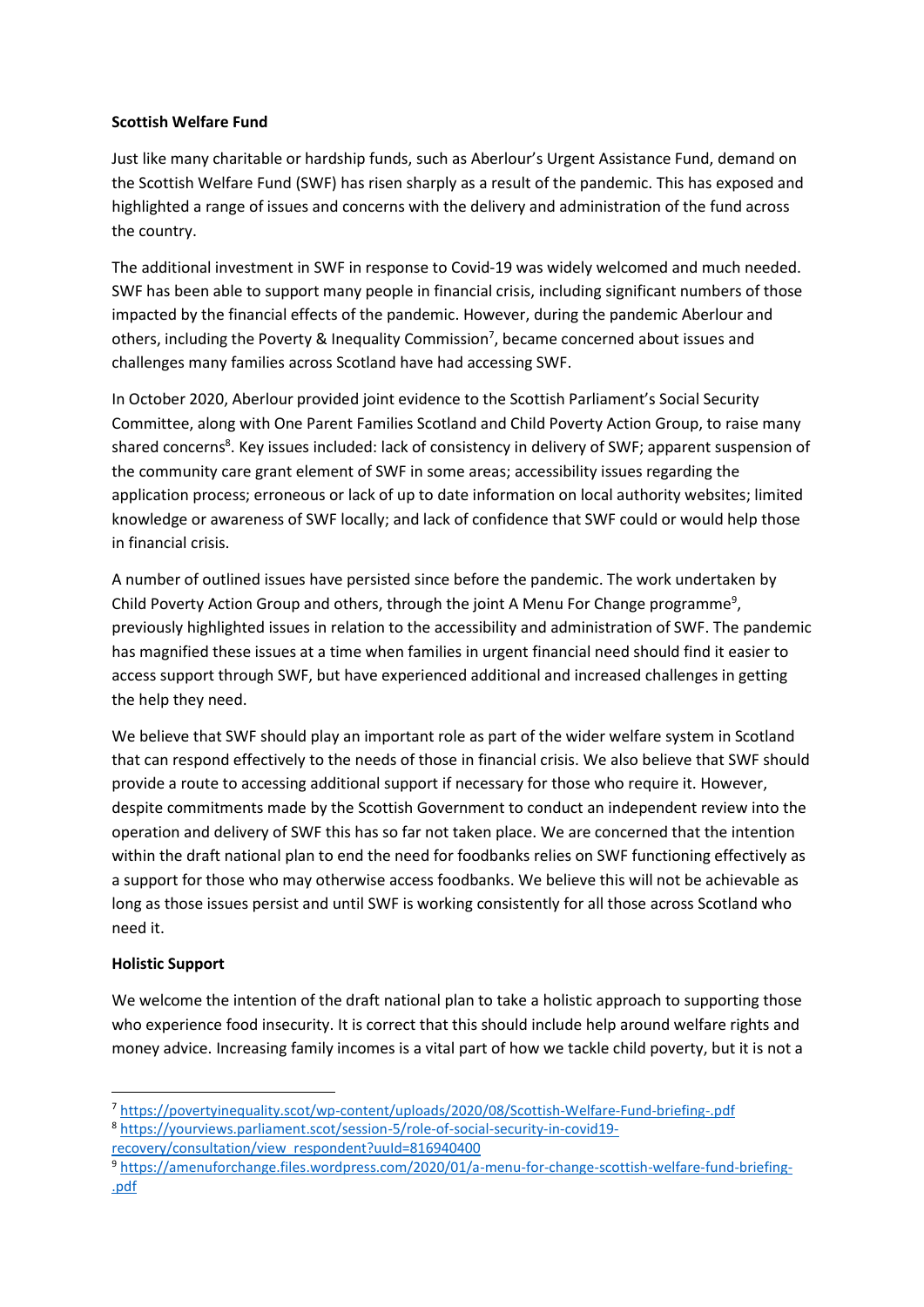**Scottish Welfare Fund**

Just like many charitable or hardship funds, such as Aberlour's Urgent Assistance Fund, demand on the Scottish Welfare Fund (SWF) has risen sharply as a result of the pandemic. This has exposed and highlighted a range of issues and concerns with the delivery and administration of the fund across the country.

The additional investment in SWF in response to Covid-19 was widely welcomed and much needed. SWF has been able to support many people in financial crisis, including significant numbers of those impacted by the financial effects of the pandemic. However, during the pandemic Aberlour and others, including the Poverty & Inequality Commission[7], became concerned about issues and challenges many families across Scotland have had accessing SWF.

In October 2020, Aberlour provided joint evidence to the Scottish Parliament's Social Security Committee, along with One Parent Families Scotland and Child Poverty Action Group, to raise many shared concerns[8]. Key issues included: lack of consistency in delivery of SWF; apparent suspension of the community care grant element of SWF in some areas; accessibility issues regarding the application process; erroneous or lack of up to date information on local authority websites; limited knowledge or awareness of SWF locally; and lack of confidence that SWF could or would help those in financial crisis.

A number of outlined issues have persisted since before the pandemic. The work undertaken by Child Poverty Action Group and others, through the joint A Menu For Change programme[9], previously highlighted issues in relation to the accessibility and administration of SWF. The pandemic has magnified these issues at a time when families in urgent financial need should find it easier to access support through SWF, but have experienced additional and increased challenges in getting the help they need.

We believe that SWF should play an important role as part of the wider welfare system in Scotland that can respond effectively to the needs of those in financial crisis. We also believe that SWF should provide a route to accessing additional support if necessary for those who require it. However, despite commitments made by the Scottish Government to conduct an independent review into the operation and delivery of SWF this has so far not taken place. We are concerned that the intention within the draft national plan to end the need for foodbanks relies on SWF functioning effectively as a support for those who may otherwise access foodbanks. We believe this will not be achievable as long as those issues persist and until SWF is working consistently for all those across Scotland who need it.

**Holistic Support**

We welcome the intention of the draft national plan to take a holistic approach to supporting those who experience food insecurity. It is correct that this should include help around welfare rights and money advice. Increasing family incomes is a vital part of how we tackle child poverty, but it is not a

---

[7] https://povertyinequality.scot/wp-content/uploads/2020/08/Scottish-Welfare-Fund-briefing-.pdf

[8] https://yourviews.parliament.scot/session-5/role-of-social-security-in-covid19-recovery/consultation/view_respondent?uuId=816940400

[9] https://amenuforchange.files.wordpress.com/2020/01/a-menu-for-change-scottish-welfare-fund-briefing-.pdf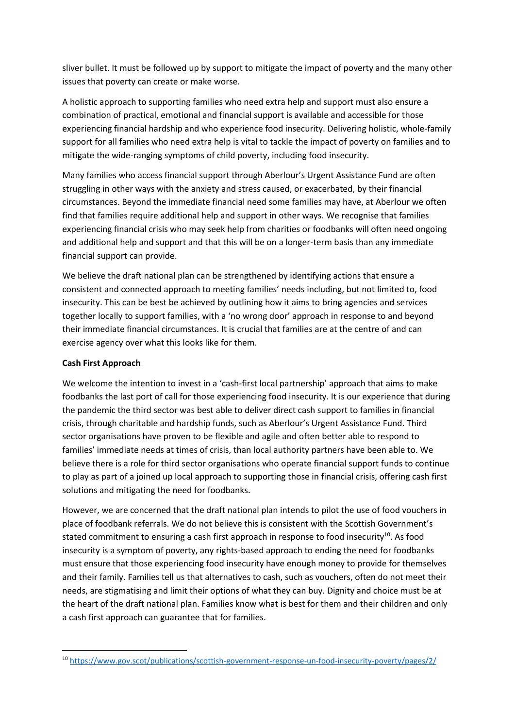sliver bullet. It must be followed up by support to mitigate the impact of poverty and the many other issues that poverty can create or make worse.

A holistic approach to supporting families who need extra help and support must also ensure a combination of practical, emotional and financial support is available and accessible for those experiencing financial hardship and who experience food insecurity. Delivering holistic, whole-family support for all families who need extra help is vital to tackle the impact of poverty on families and to mitigate the wide-ranging symptoms of child poverty, including food insecurity.

Many families who access financial support through Aberlour's Urgent Assistance Fund are often struggling in other ways with the anxiety and stress caused, or exacerbated, by their financial circumstances. Beyond the immediate financial need some families may have, at Aberlour we often find that families require additional help and support in other ways. We recognise that families experiencing financial crisis who may seek help from charities or foodbanks will often need ongoing and additional help and support and that this will be on a longer-term basis than any immediate financial support can provide.

We believe the draft national plan can be strengthened by identifying actions that ensure a consistent and connected approach to meeting families' needs including, but not limited to, food insecurity. This can be best be achieved by outlining how it aims to bring agencies and services together locally to support families, with a 'no wrong door' approach in response to and beyond their immediate financial circumstances. It is crucial that families are at the centre of and can exercise agency over what this looks like for them.

**Cash First Approach**

We welcome the intention to invest in a 'cash-first local partnership' approach that aims to make foodbanks the last port of call for those experiencing food insecurity. It is our experience that during the pandemic the third sector was best able to deliver direct cash support to families in financial crisis, through charitable and hardship funds, such as Aberlour's Urgent Assistance Fund. Third sector organisations have proven to be flexible and agile and often better able to respond to families' immediate needs at times of crisis, than local authority partners have been able to. We believe there is a role for third sector organisations who operate financial support funds to continue to play as part of a joined up local approach to supporting those in financial crisis, offering cash first solutions and mitigating the need for foodbanks.

However, we are concerned that the draft national plan intends to pilot the use of food vouchers in place of foodbank referrals. We do not believe this is consistent with the Scottish Government's stated commitment to ensuring a cash first approach in response to food insecurity[10]. As food insecurity is a symptom of poverty, any rights-based approach to ending the need for foodbanks must ensure that those experiencing food insecurity have enough money to provide for themselves and their family. Families tell us that alternatives to cash, such as vouchers, often do not meet their needs, are stigmatising and limit their options of what they can buy. Dignity and choice must be at the heart of the draft national plan. Families know what is best for them and their children and only a cash first approach can guarantee that for families.

[10] https://www.gov.scot/publications/scottish-government-response-un-food-insecurity-poverty/pages/2/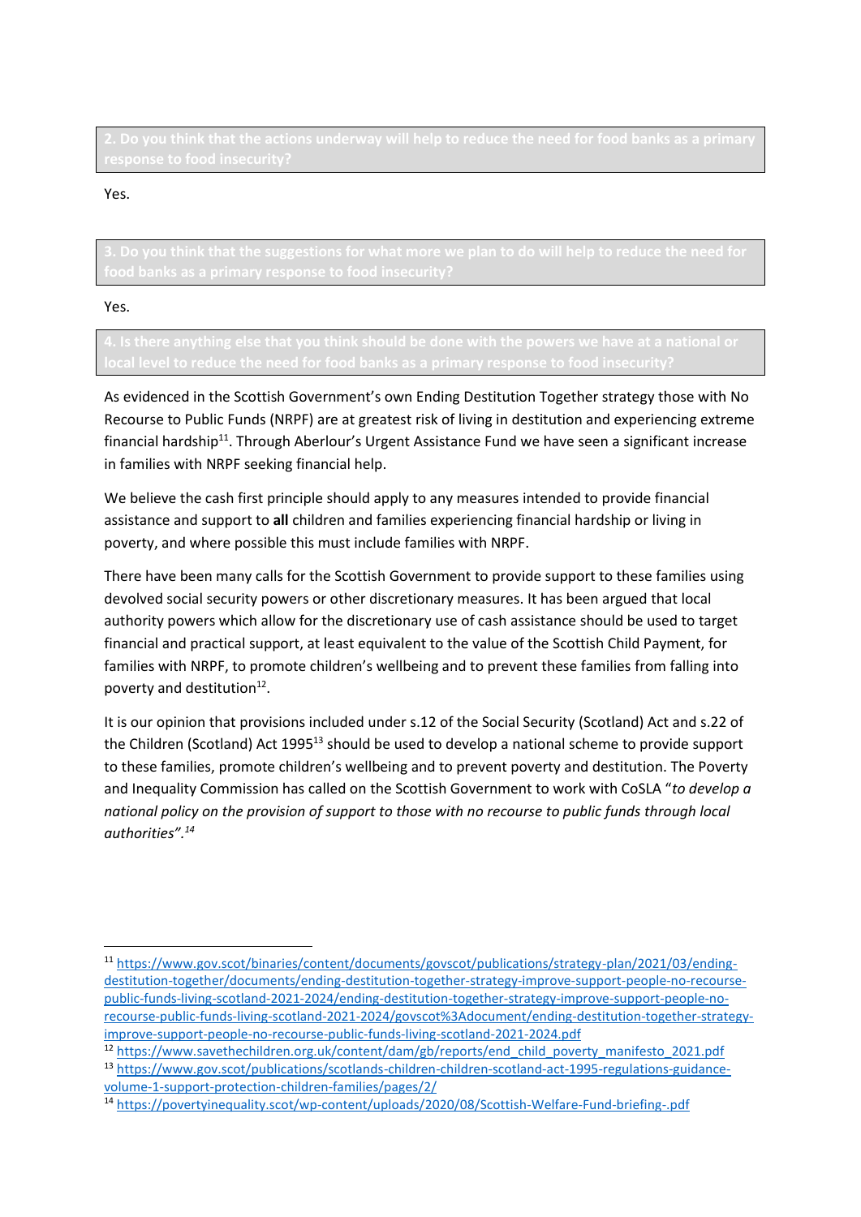**2. Do you think that the actions underway will help to reduce the need for food banks as a primary response to food insecurity?**

Yes.

**3. Do you think that the suggestions for what more we plan to do will help to reduce the need for food banks as a primary response to food insecurity?**

Yes.

**4. Is there anything else that you think should be done with the powers we have at a national or local level to reduce the need for food banks as a primary response to food insecurity?**

As evidenced in the Scottish Government's own Ending Destitution Together strategy those with No Recourse to Public Funds (NRPF) are at greatest risk of living in destitution and experiencing extreme financial hardship[11]. Through Aberlour's Urgent Assistance Fund we have seen a significant increase in families with NRPF seeking financial help.

We believe the cash first principle should apply to any measures intended to provide financial assistance and support to **all** children and families experiencing financial hardship or living in poverty, and where possible this must include families with NRPF.

There have been many calls for the Scottish Government to provide support to these families using devolved social security powers or other discretionary measures. It has been argued that local authority powers which allow for the discretionary use of cash assistance should be used to target financial and practical support, at least equivalent to the value of the Scottish Child Payment, for families with NRPF, to promote children's wellbeing and to prevent these families from falling into poverty and destitution[12].

It is our opinion that provisions included under s.12 of the Social Security (Scotland) Act and s.22 of the Children (Scotland) Act 1995[13] should be used to develop a national scheme to provide support to these families, promote children's wellbeing and to prevent poverty and destitution. The Poverty and Inequality Commission has called on the Scottish Government to work with CoSLA "*to develop a national policy on the provision of support to those with no recourse to public funds through local authorities".[14]*

---

[11] https://www.gov.scot/binaries/content/documents/govscot/publications/strategy-plan/2021/03/ending-destitution-together/documents/ending-destitution-together-strategy-improve-support-people-no-recourse-public-funds-living-scotland-2021-2024/ending-destitution-together-strategy-improve-support-people-no-recourse-public-funds-living-scotland-2021-2024/govscot%3Adocument/ending-destitution-together-strategy-improve-support-people-no-recourse-public-funds-living-scotland-2021-2024.pdf

[12] https://www.savethechildren.org.uk/content/dam/gb/reports/end_child_poverty_manifesto_2021.pdf

[13] https://www.gov.scot/publications/scotlands-children-children-scotland-act-1995-regulations-guidance-volume-1-support-protection-children-families/pages/2/

[14] https://povertyinequality.scot/wp-content/uploads/2020/08/Scottish-Welfare-Fund-briefing-.pdf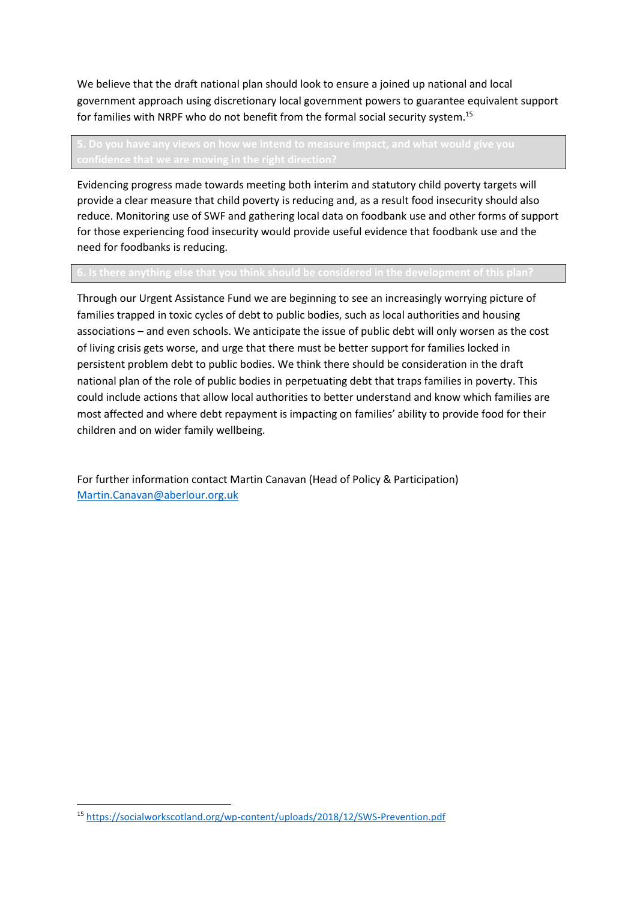We believe that the draft national plan should look to ensure a joined up national and local government approach using discretionary local government powers to guarantee equivalent support for families with NRPF who do not benefit from the formal social security system.[15]

**5. Do you have any views on how we intend to measure impact, and what would give you confidence that we are moving in the right direction?**

Evidencing progress made towards meeting both interim and statutory child poverty targets will provide a clear measure that child poverty is reducing and, as a result food insecurity should also reduce. Monitoring use of SWF and gathering local data on foodbank use and other forms of support for those experiencing food insecurity would provide useful evidence that foodbank use and the need for foodbanks is reducing.

**6. Is there anything else that you think should be considered in the development of this plan?**

Through our Urgent Assistance Fund we are beginning to see an increasingly worrying picture of families trapped in toxic cycles of debt to public bodies, such as local authorities and housing associations – and even schools. We anticipate the issue of public debt will only worsen as the cost of living crisis gets worse, and urge that there must be better support for families locked in persistent problem debt to public bodies. We think there should be consideration in the draft national plan of the role of public bodies in perpetuating debt that traps families in poverty. This could include actions that allow local authorities to better understand and know which families are most affected and where debt repayment is impacting on families' ability to provide food for their children and on wider family wellbeing.

For further information contact Martin Canavan (Head of Policy & Participation)
Martin.Canavan@aberlour.org.uk

---

[15] https://socialworkscotland.org/wp-content/uploads/2018/12/SWS-Prevention.pdf